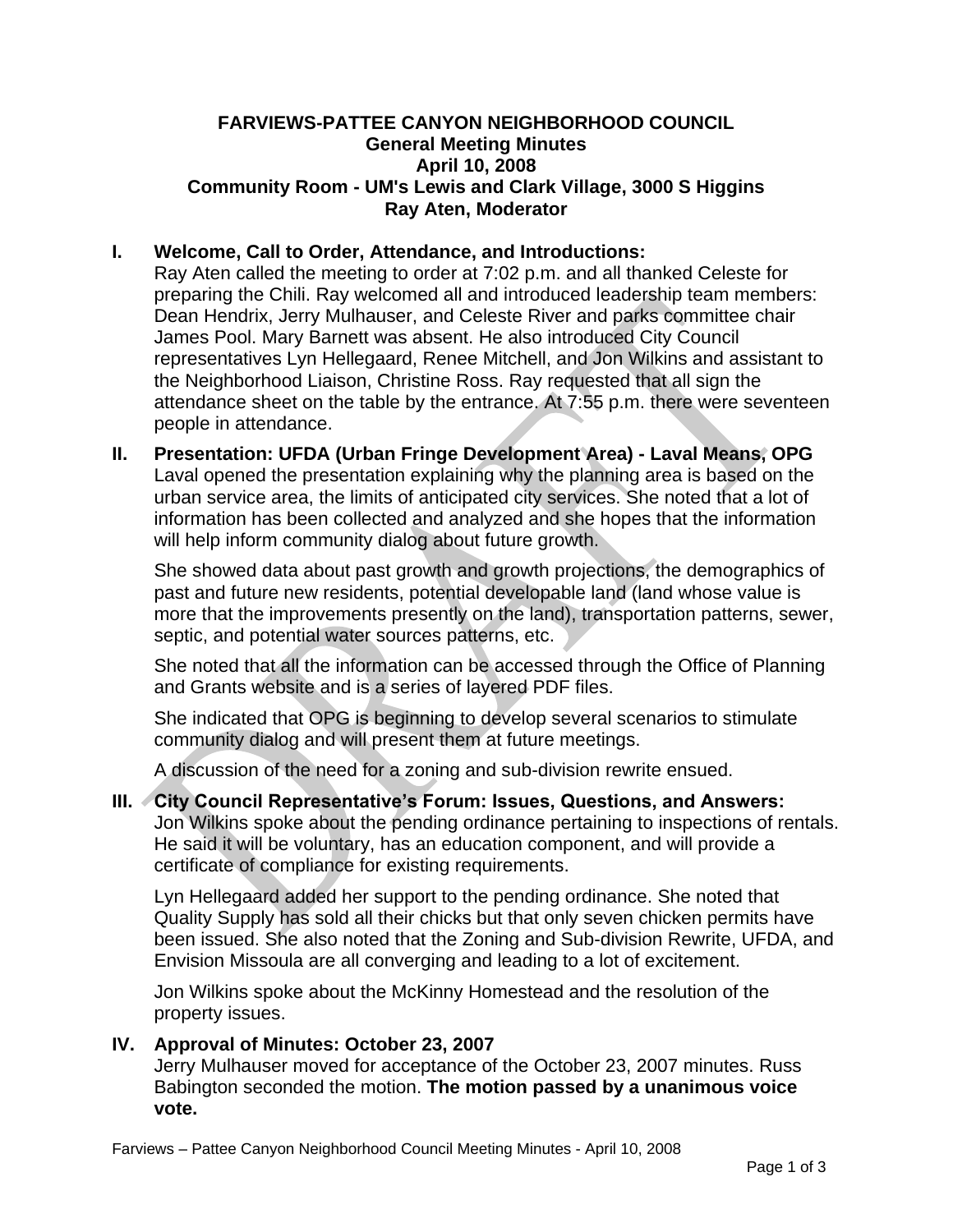# FARVIEWS-PATTEE CANYON NEIGHBORHOOD COUNCIL
## General Meeting Minutes
## April 10, 2008
## Community Room - UM's Lewis and Clark Village, 3000 S Higgins
## Ray Aten, Moderator

### I. Welcome, Call to Order, Attendance, and Introductions:

Ray Aten called the meeting to order at 7:02 p.m. and all thanked Celeste for preparing the Chili. Ray welcomed all and introduced leadership team members: Dean Hendrix, Jerry Mulhauser, and Celeste River and parks committee chair James Pool. Mary Barnett was absent. He also introduced City Council representatives Lyn Hellegaard, Renee Mitchell, and Jon Wilkins and assistant to the Neighborhood Liaison, Christine Ross. Ray requested that all sign the attendance sheet on the table by the entrance. At 7:55 p.m. there were seventeen people in attendance.

### II. Presentation: UFDA (Urban Fringe Development Area) - Laval Means, OPG

Laval opened the presentation explaining why the planning area is based on the urban service area, the limits of anticipated city services. She noted that a lot of information has been collected and analyzed and she hopes that the information will help inform community dialog about future growth.

She showed data about past growth and growth projections, the demographics of past and future new residents, potential developable land (land whose value is more that the improvements presently on the land), transportation patterns, sewer, septic, and potential water sources patterns, etc.

She noted that all the information can be accessed through the Office of Planning and Grants website and is a series of layered PDF files.

She indicated that OPG is beginning to develop several scenarios to stimulate community dialog and will present them at future meetings.

A discussion of the need for a zoning and sub-division rewrite ensued.

### III. City Council Representative's Forum: Issues, Questions, and Answers:

Jon Wilkins spoke about the pending ordinance pertaining to inspections of rentals. He said it will be voluntary, has an education component, and will provide a certificate of compliance for existing requirements.

Lyn Hellegaard added her support to the pending ordinance. She noted that Quality Supply has sold all their chicks but that only seven chicken permits have been issued. She also noted that the Zoning and Sub-division Rewrite, UFDA, and Envision Missoula are all converging and leading to a lot of excitement.

Jon Wilkins spoke about the McKinny Homestead and the resolution of the property issues.

### IV. Approval of Minutes: October 23, 2007

Jerry Mulhauser moved for acceptance of the October 23, 2007 minutes. Russ Babington seconded the motion. **The motion passed by a unanimous voice vote.**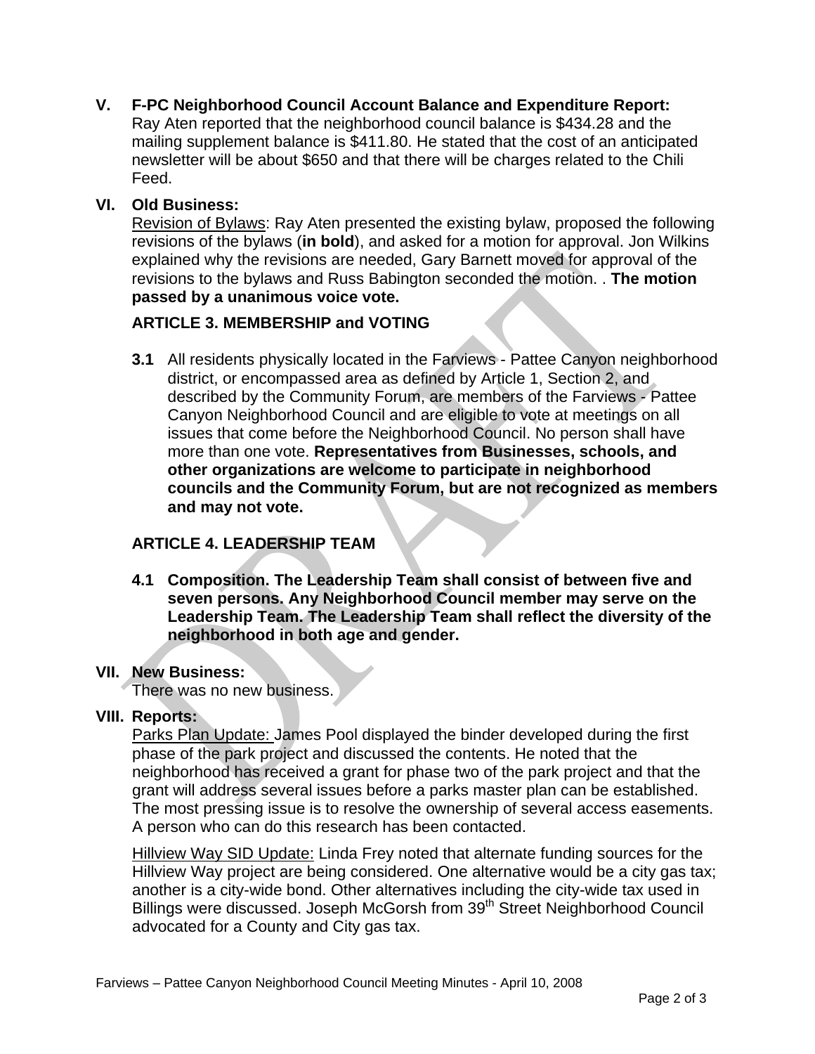## V. F-PC Neighborhood Council Account Balance and Expenditure Report:

Ray Aten reported that the neighborhood council balance is $434.28 and the mailing supplement balance is $411.80. He stated that the cost of an anticipated newsletter will be about $650 and that there will be charges related to the Chili Feed.

## VI. Old Business:

Revision of Bylaws: Ray Aten presented the existing bylaw, proposed the following revisions of the bylaws (**in bold**), and asked for a motion for approval. Jon Wilkins explained why the revisions are needed, Gary Barnett moved for approval of the revisions to the bylaws and Russ Babington seconded the motion. . **The motion passed by a unanimous voice vote.**

### ARTICLE 3. MEMBERSHIP and VOTING

**3.1** All residents physically located in the Farviews - Pattee Canyon neighborhood district, or encompassed area as defined by Article 1, Section 2, and described by the Community Forum, are members of the Farviews - Pattee Canyon Neighborhood Council and are eligible to vote at meetings on all issues that come before the Neighborhood Council. No person shall have more than one vote. **Representatives from Businesses, schools, and other organizations are welcome to participate in neighborhood councils and the Community Forum, but are not recognized as members and may not vote.**

### ARTICLE 4. LEADERSHIP TEAM

**4.1 Composition. The Leadership Team shall consist of between five and seven persons. Any Neighborhood Council member may serve on the Leadership Team. The Leadership Team shall reflect the diversity of the neighborhood in both age and gender.**

## VII. New Business:

There was no new business.

## VIII. Reports:

Parks Plan Update: James Pool displayed the binder developed during the first phase of the park project and discussed the contents. He noted that the neighborhood has received a grant for phase two of the park project and that the grant will address several issues before a parks master plan can be established. The most pressing issue is to resolve the ownership of several access easements. A person who can do this research has been contacted.

Hillview Way SID Update: Linda Frey noted that alternate funding sources for the Hillview Way project are being considered. One alternative would be a city gas tax; another is a city-wide bond. Other alternatives including the city-wide tax used in Billings were discussed. Joseph McGorsh from 39th Street Neighborhood Council advocated for a County and City gas tax.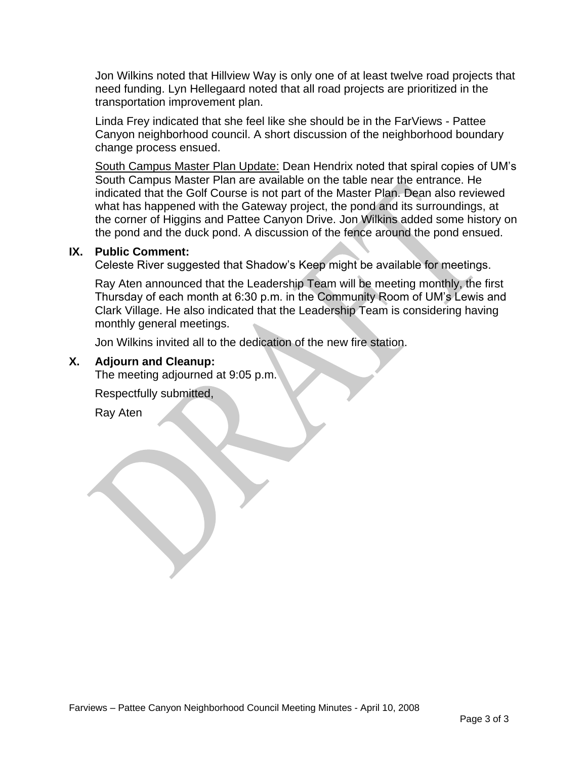Jon Wilkins noted that Hillview Way is only one of at least twelve road projects that need funding. Lyn Hellegaard noted that all road projects are prioritized in the transportation improvement plan.

Linda Frey indicated that she feel like she should be in the FarViews - Pattee Canyon neighborhood council. A short discussion of the neighborhood boundary change process ensued.

<u>South Campus Master Plan Update:</u> Dean Hendrix noted that spiral copies of UM's South Campus Master Plan are available on the table near the entrance. He indicated that the Golf Course is not part of the Master Plan. Dean also reviewed what has happened with the Gateway project, the pond and its surroundings, at the corner of Higgins and Pattee Canyon Drive. Jon Wilkins added some history on the pond and the duck pond. A discussion of the fence around the pond ensued.

## IX. Public Comment:

Celeste River suggested that Shadow's Keep might be available for meetings.

Ray Aten announced that the Leadership Team will be meeting monthly, the first Thursday of each month at 6:30 p.m. in the Community Room of UM's Lewis and Clark Village. He also indicated that the Leadership Team is considering having monthly general meetings.

Jon Wilkins invited all to the dedication of the new fire station.

## X. Adjourn and Cleanup:

The meeting adjourned at 9:05 p.m.

Respectfully submitted,

Ray Aten